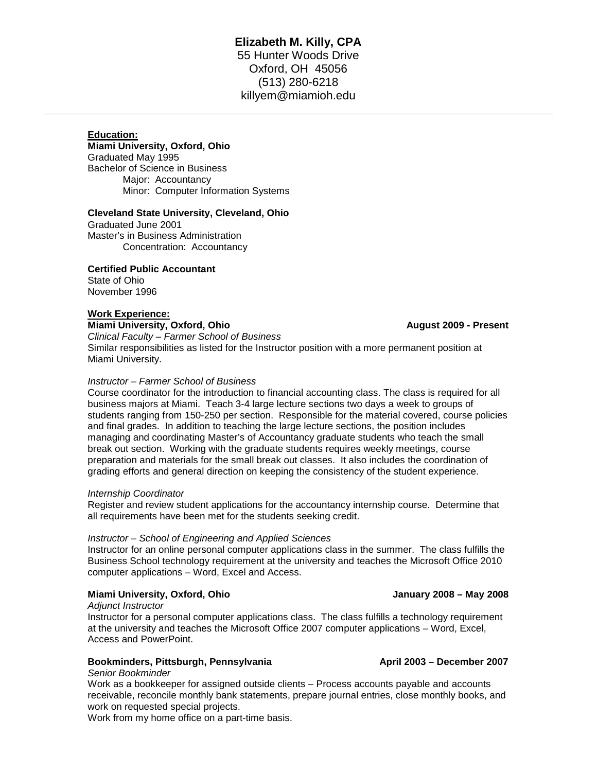**Elizabeth M. Killy, CPA**
55 Hunter Woods Drive
Oxford, OH 45056
(513) 280-6218
killyem@miamioh.edu

---

## Education:

**Miami University, Oxford, Ohio**
Graduated May 1995
Bachelor of Science in Business
Major: Accountancy
Minor: Computer Information Systems

**Cleveland State University, Cleveland, Ohio**
Graduated June 2001
Master's in Business Administration
Concentration: Accountancy

**Certified Public Accountant**
State of Ohio
November 1996

## Work Experience:

**Miami University, Oxford, Ohio** — **August 2009 - Present**

*Clinical Faculty – Farmer School of Business*
Similar responsibilities as listed for the Instructor position with a more permanent position at Miami University.

*Instructor – Farmer School of Business*
Course coordinator for the introduction to financial accounting class. The class is required for all business majors at Miami. Teach 3-4 large lecture sections two days a week to groups of students ranging from 150-250 per section. Responsible for the material covered, course policies and final grades. In addition to teaching the large lecture sections, the position includes managing and coordinating Master's of Accountancy graduate students who teach the small break out section. Working with the graduate students requires weekly meetings, course preparation and materials for the small break out classes. It also includes the coordination of grading efforts and general direction on keeping the consistency of the student experience.

*Internship Coordinator*
Register and review student applications for the accountancy internship course. Determine that all requirements have been met for the students seeking credit.

*Instructor – School of Engineering and Applied Sciences*
Instructor for an online personal computer applications class in the summer. The class fulfills the Business School technology requirement at the university and teaches the Microsoft Office 2010 computer applications – Word, Excel and Access.

**Miami University, Oxford, Ohio** — **January 2008 – May 2008**

*Adjunct Instructor*
Instructor for a personal computer applications class. The class fulfills a technology requirement at the university and teaches the Microsoft Office 2007 computer applications – Word, Excel, Access and PowerPoint.

**Bookminders, Pittsburgh, Pennsylvania** — **April 2003 – December 2007**

*Senior Bookminder*
Work as a bookkeeper for assigned outside clients – Process accounts payable and accounts receivable, reconcile monthly bank statements, prepare journal entries, close monthly books, and work on requested special projects.
Work from my home office on a part-time basis.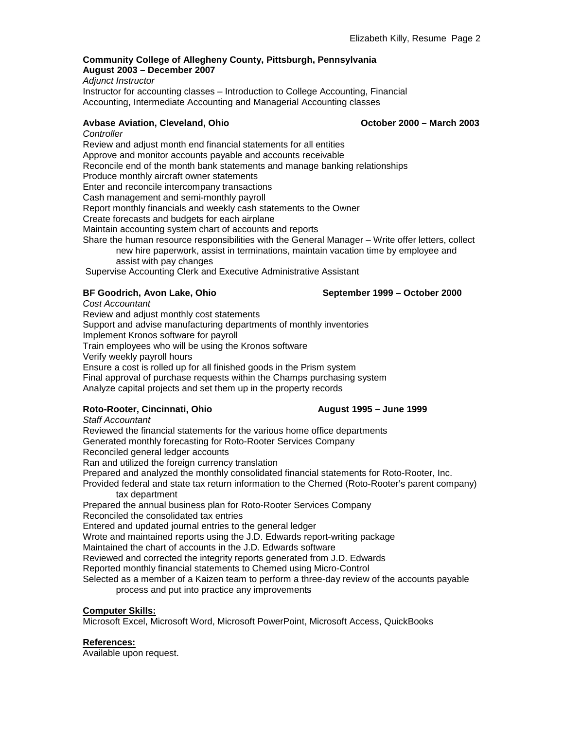**Community College of Allegheny County, Pittsburgh, Pennsylvania**
**August 2003 – December 2007**
*Adjunct Instructor*
Instructor for accounting classes – Introduction to College Accounting, Financial Accounting, Intermediate Accounting and Managerial Accounting classes

**Avbase Aviation, Cleveland, Ohio** **October 2000 – March 2003**
*Controller*
Review and adjust month end financial statements for all entities
Approve and monitor accounts payable and accounts receivable
Reconcile end of the month bank statements and manage banking relationships
Produce monthly aircraft owner statements
Enter and reconcile intercompany transactions
Cash management and semi-monthly payroll
Report monthly financials and weekly cash statements to the Owner
Create forecasts and budgets for each airplane
Maintain accounting system chart of accounts and reports
Share the human resource responsibilities with the General Manager – Write offer letters, collect new hire paperwork, assist in terminations, maintain vacation time by employee and assist with pay changes
Supervise Accounting Clerk and Executive Administrative Assistant

**BF Goodrich, Avon Lake, Ohio** **September 1999 – October 2000**
*Cost Accountant*
Review and adjust monthly cost statements
Support and advise manufacturing departments of monthly inventories
Implement Kronos software for payroll
Train employees who will be using the Kronos software
Verify weekly payroll hours
Ensure a cost is rolled up for all finished goods in the Prism system
Final approval of purchase requests within the Champs purchasing system
Analyze capital projects and set them up in the property records

**Roto-Rooter, Cincinnati, Ohio** **August 1995 – June 1999**
*Staff Accountant*
Reviewed the financial statements for the various home office departments
Generated monthly forecasting for Roto-Rooter Services Company
Reconciled general ledger accounts
Ran and utilized the foreign currency translation
Prepared and analyzed the monthly consolidated financial statements for Roto-Rooter, Inc.
Provided federal and state tax return information to the Chemed (Roto-Rooter's parent company) tax department
Prepared the annual business plan for Roto-Rooter Services Company
Reconciled the consolidated tax entries
Entered and updated journal entries to the general ledger
Wrote and maintained reports using the J.D. Edwards report-writing package
Maintained the chart of accounts in the J.D. Edwards software
Reviewed and corrected the integrity reports generated from J.D. Edwards
Reported monthly financial statements to Chemed using Micro-Control
Selected as a member of a Kaizen team to perform a three-day review of the accounts payable process and put into practice any improvements

**Computer Skills:**
Microsoft Excel, Microsoft Word, Microsoft PowerPoint, Microsoft Access, QuickBooks

**References:**
Available upon request.